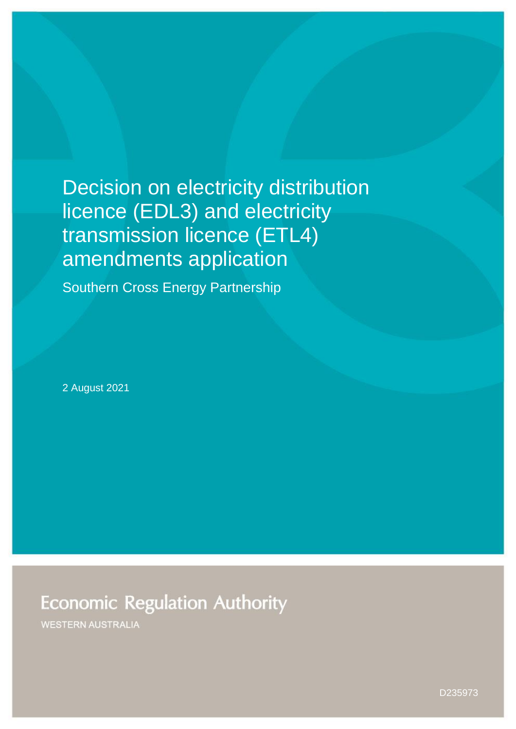# Decision on electricity distribution licence (EDL3) and electricity transmission licence (ETL4) amendments application

Southern Cross Energy Partnership

2 August 2021

Economic Regulation Authority

WESTERN AUSTRALIA

D235973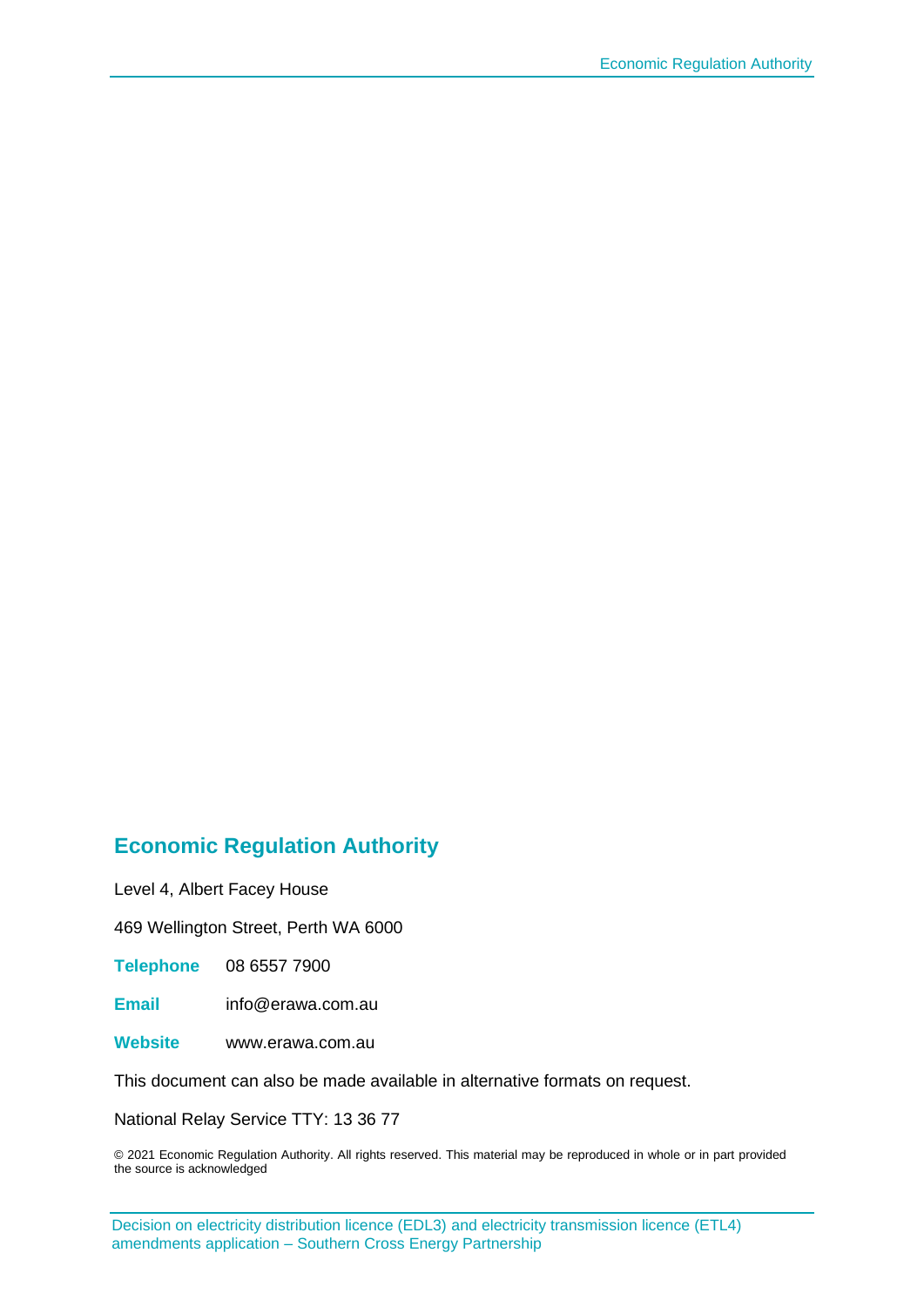## Economic Regulation Authority

Level 4, Albert Facey House

469 Wellington Street, Perth WA 6000

**Telephone** 08 6557 7900

**Email** info@erawa.com.au

**Website** www.erawa.com.au

This document can also be made available in alternative formats on request.

National Relay Service TTY: 13 36 77

© 2021 Economic Regulation Authority. All rights reserved. This material may be reproduced in whole or in part provided the source is acknowledged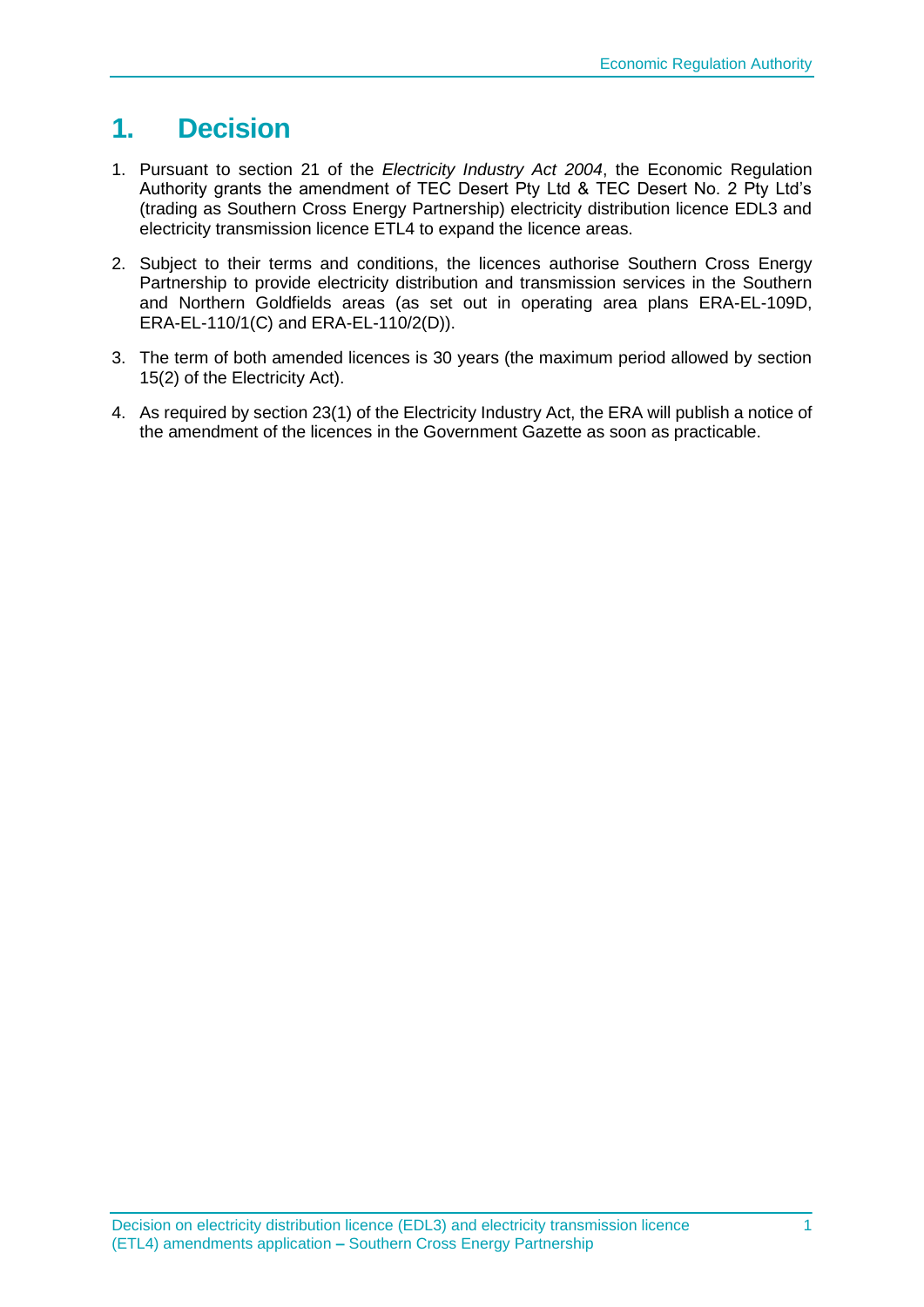# 1. Decision

1. Pursuant to section 21 of the *Electricity Industry Act 2004*, the Economic Regulation Authority grants the amendment of TEC Desert Pty Ltd & TEC Desert No. 2 Pty Ltd's (trading as Southern Cross Energy Partnership) electricity distribution licence EDL3 and electricity transmission licence ETL4 to expand the licence areas.

2. Subject to their terms and conditions, the licences authorise Southern Cross Energy Partnership to provide electricity distribution and transmission services in the Southern and Northern Goldfields areas (as set out in operating area plans ERA-EL-109D, ERA-EL-110/1(C) and ERA-EL-110/2(D)).

3. The term of both amended licences is 30 years (the maximum period allowed by section 15(2) of the Electricity Act).

4. As required by section 23(1) of the Electricity Industry Act, the ERA will publish a notice of the amendment of the licences in the Government Gazette as soon as practicable.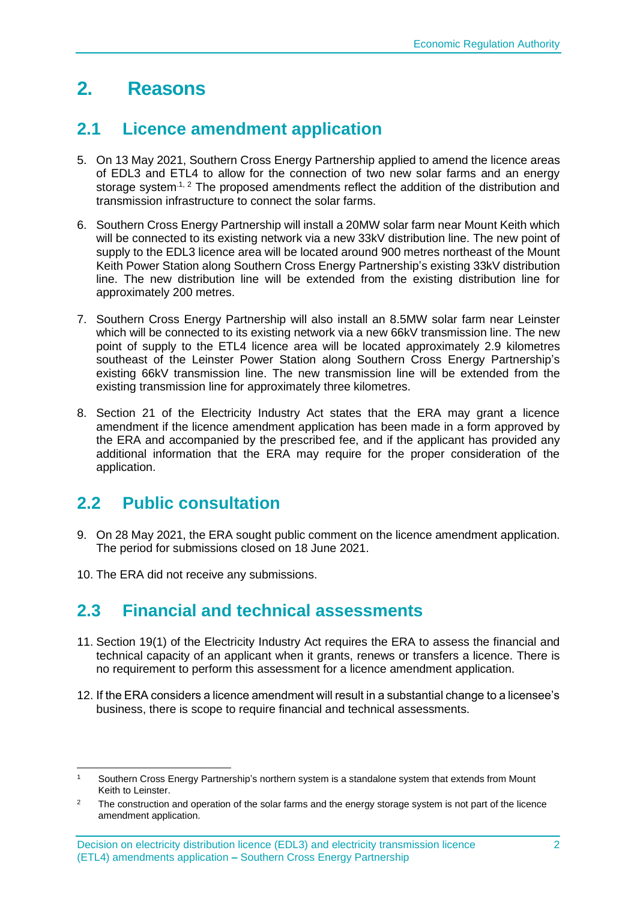# 2. Reasons

## 2.1 Licence amendment application

5. On 13 May 2021, Southern Cross Energy Partnership applied to amend the licence areas of EDL3 and ETL4 to allow for the connection of two new solar farms and an energy storage system.[1, 2] The proposed amendments reflect the addition of the distribution and transmission infrastructure to connect the solar farms.

6. Southern Cross Energy Partnership will install a 20MW solar farm near Mount Keith which will be connected to its existing network via a new 33kV distribution line. The new point of supply to the EDL3 licence area will be located around 900 metres northeast of the Mount Keith Power Station along Southern Cross Energy Partnership's existing 33kV distribution line. The new distribution line will be extended from the existing distribution line for approximately 200 metres.

7. Southern Cross Energy Partnership will also install an 8.5MW solar farm near Leinster which will be connected to its existing network via a new 66kV transmission line. The new point of supply to the ETL4 licence area will be located approximately 2.9 kilometres southeast of the Leinster Power Station along Southern Cross Energy Partnership's existing 66kV transmission line. The new transmission line will be extended from the existing transmission line for approximately three kilometres.

8. Section 21 of the Electricity Industry Act states that the ERA may grant a licence amendment if the licence amendment application has been made in a form approved by the ERA and accompanied by the prescribed fee, and if the applicant has provided any additional information that the ERA may require for the proper consideration of the application.

## 2.2 Public consultation

9. On 28 May 2021, the ERA sought public comment on the licence amendment application. The period for submissions closed on 18 June 2021.

10. The ERA did not receive any submissions.

## 2.3 Financial and technical assessments

11. Section 19(1) of the Electricity Industry Act requires the ERA to assess the financial and technical capacity of an applicant when it grants, renews or transfers a licence. There is no requirement to perform this assessment for a licence amendment application.

12. If the ERA considers a licence amendment will result in a substantial change to a licensee's business, there is scope to require financial and technical assessments.

---

[1] Southern Cross Energy Partnership's northern system is a standalone system that extends from Mount Keith to Leinster.

[2] The construction and operation of the solar farms and the energy storage system is not part of the licence amendment application.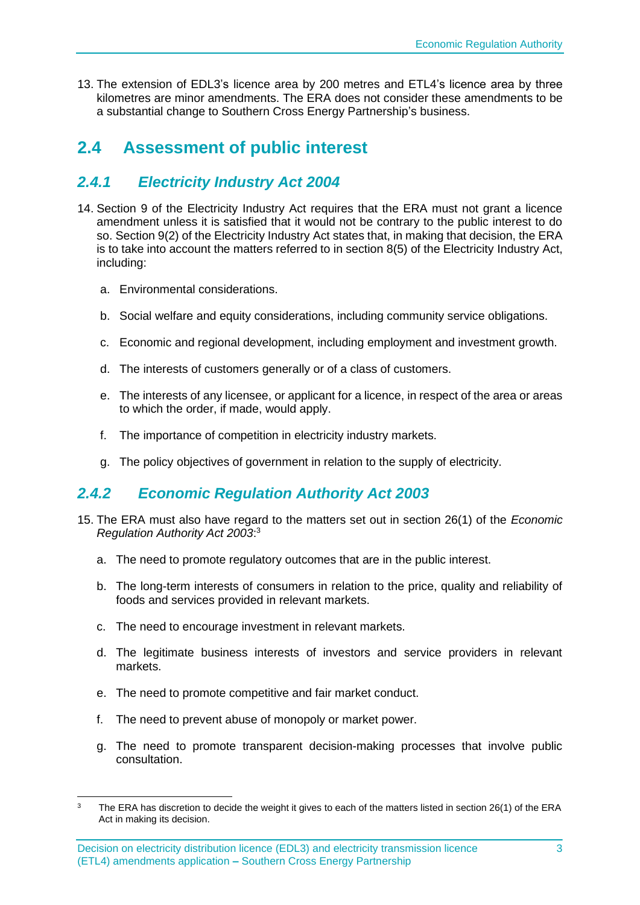13. The extension of EDL3's licence area by 200 metres and ETL4's licence area by three kilometres are minor amendments. The ERA does not consider these amendments to be a substantial change to Southern Cross Energy Partnership's business.

## 2.4 Assessment of public interest

### *2.4.1 Electricity Industry Act 2004*

14. Section 9 of the Electricity Industry Act requires that the ERA must not grant a licence amendment unless it is satisfied that it would not be contrary to the public interest to do so. Section 9(2) of the Electricity Industry Act states that, in making that decision, the ERA is to take into account the matters referred to in section 8(5) of the Electricity Industry Act, including:

    a. Environmental considerations.

    b. Social welfare and equity considerations, including community service obligations.

    c. Economic and regional development, including employment and investment growth.

    d. The interests of customers generally or of a class of customers.

    e. The interests of any licensee, or applicant for a licence, in respect of the area or areas to which the order, if made, would apply.

    f. The importance of competition in electricity industry markets.

    g. The policy objectives of government in relation to the supply of electricity.

### *2.4.2 Economic Regulation Authority Act 2003*

15. The ERA must also have regard to the matters set out in section 26(1) of the *Economic Regulation Authority Act 2003*:[3]

    a. The need to promote regulatory outcomes that are in the public interest.

    b. The long-term interests of consumers in relation to the price, quality and reliability of foods and services provided in relevant markets.

    c. The need to encourage investment in relevant markets.

    d. The legitimate business interests of investors and service providers in relevant markets.

    e. The need to promote competitive and fair market conduct.

    f. The need to prevent abuse of monopoly or market power.

    g. The need to promote transparent decision-making processes that involve public consultation.

---

[3] The ERA has discretion to decide the weight it gives to each of the matters listed in section 26(1) of the ERA Act in making its decision.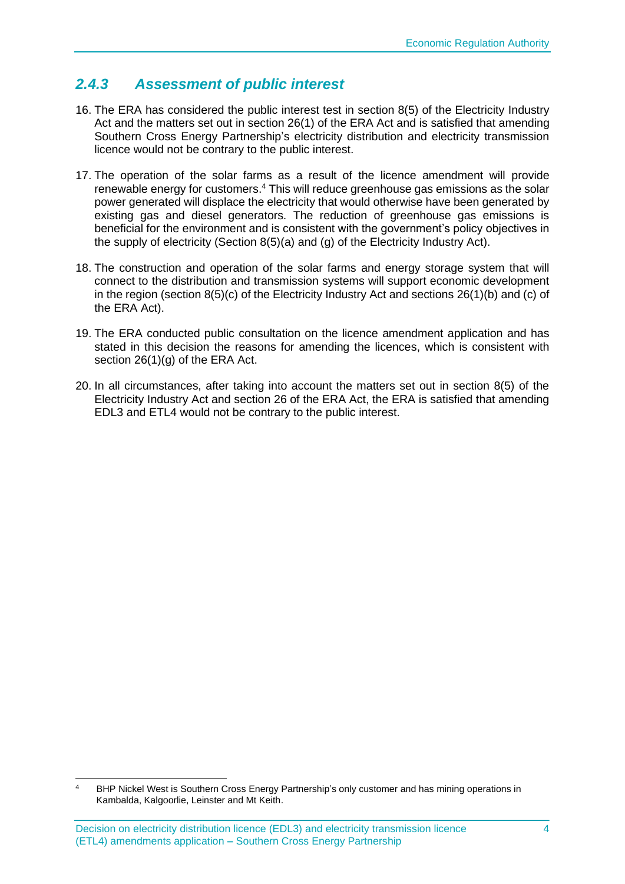### 2.4.3 Assessment of public interest

16. The ERA has considered the public interest test in section 8(5) of the Electricity Industry Act and the matters set out in section 26(1) of the ERA Act and is satisfied that amending Southern Cross Energy Partnership's electricity distribution and electricity transmission licence would not be contrary to the public interest.

17. The operation of the solar farms as a result of the licence amendment will provide renewable energy for customers.[4] This will reduce greenhouse gas emissions as the solar power generated will displace the electricity that would otherwise have been generated by existing gas and diesel generators. The reduction of greenhouse gas emissions is beneficial for the environment and is consistent with the government's policy objectives in the supply of electricity (Section 8(5)(a) and (g) of the Electricity Industry Act).

18. The construction and operation of the solar farms and energy storage system that will connect to the distribution and transmission systems will support economic development in the region (section 8(5)(c) of the Electricity Industry Act and sections 26(1)(b) and (c) of the ERA Act).

19. The ERA conducted public consultation on the licence amendment application and has stated in this decision the reasons for amending the licences, which is consistent with section 26(1)(g) of the ERA Act.

20. In all circumstances, after taking into account the matters set out in section 8(5) of the Electricity Industry Act and section 26 of the ERA Act, the ERA is satisfied that amending EDL3 and ETL4 would not be contrary to the public interest.

[4] BHP Nickel West is Southern Cross Energy Partnership's only customer and has mining operations in Kambalda, Kalgoorlie, Leinster and Mt Keith.